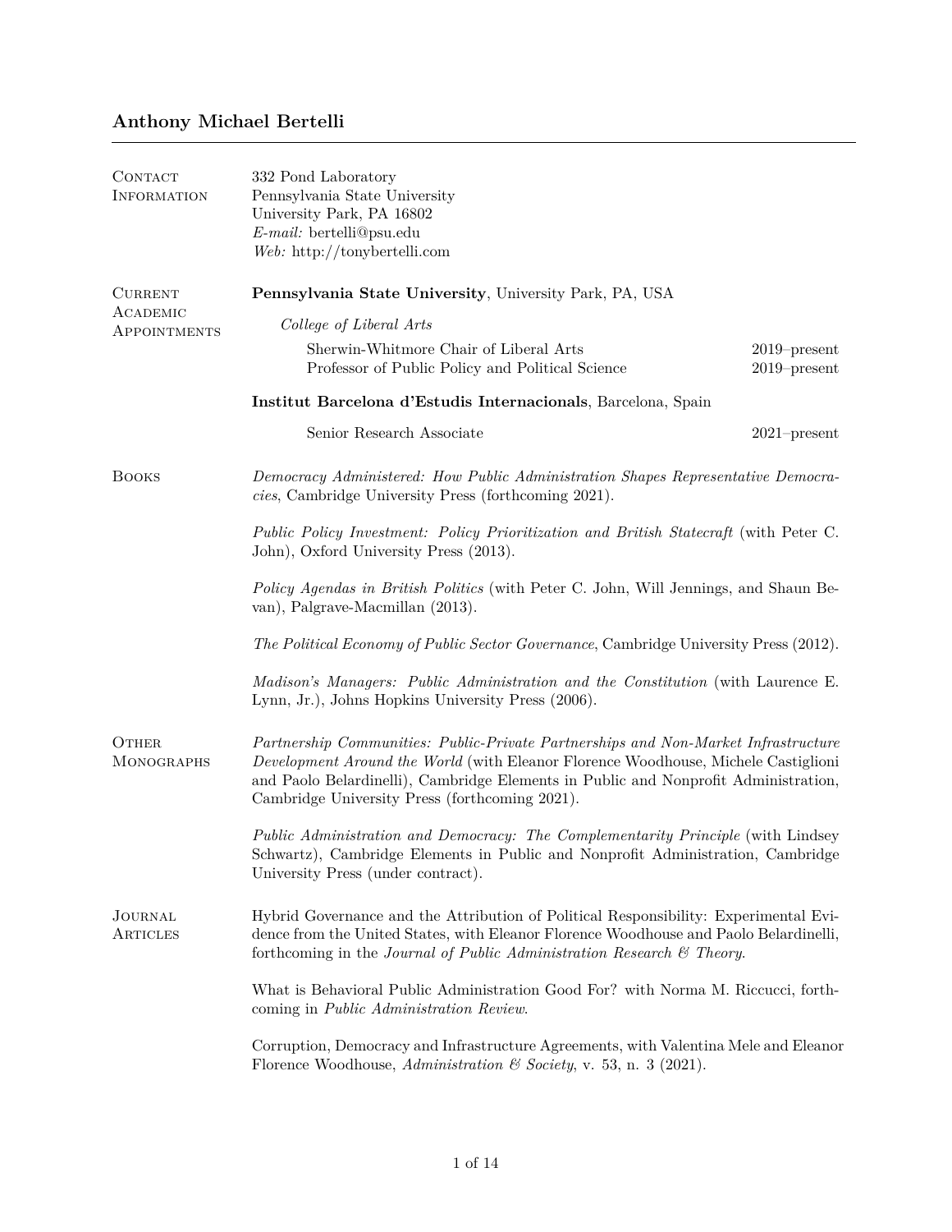# Anthony Michael Bertelli

## Contact Information

332 Pond Laboratory
Pennsylvania State University
University Park, PA 16802
*E-mail:* bertelli@psu.edu
*Web:* http://tonybertelli.com

## Current Academic Appointments

**Pennsylvania State University**, University Park, PA, USA

*College of Liberal Arts*

- Sherwin-Whitmore Chair of Liberal Arts — 2019–present
- Professor of Public Policy and Political Science — 2019–present

**Institut Barcelona d'Estudis Internacionals**, Barcelona, Spain

- Senior Research Associate — 2021–present

## Books

*Democracy Administered: How Public Administration Shapes Representative Democracies*, Cambridge University Press (forthcoming 2021).

*Public Policy Investment: Policy Prioritization and British Statecraft* (with Peter C. John), Oxford University Press (2013).

*Policy Agendas in British Politics* (with Peter C. John, Will Jennings, and Shaun Bevan), Palgrave-Macmillan (2013).

*The Political Economy of Public Sector Governance*, Cambridge University Press (2012).

*Madison's Managers: Public Administration and the Constitution* (with Laurence E. Lynn, Jr.), Johns Hopkins University Press (2006).

## Other Monographs

*Partnership Communities: Public-Private Partnerships and Non-Market Infrastructure Development Around the World* (with Eleanor Florence Woodhouse, Michele Castiglioni and Paolo Belardinelli), Cambridge Elements in Public and Nonprofit Administration, Cambridge University Press (forthcoming 2021).

*Public Administration and Democracy: The Complementarity Principle* (with Lindsey Schwartz), Cambridge Elements in Public and Nonprofit Administration, Cambridge University Press (under contract).

## Journal Articles

Hybrid Governance and the Attribution of Political Responsibility: Experimental Evidence from the United States, with Eleanor Florence Woodhouse and Paolo Belardinelli, forthcoming in the *Journal of Public Administration Research & Theory*.

What is Behavioral Public Administration Good For? with Norma M. Riccucci, forthcoming in *Public Administration Review*.

Corruption, Democracy and Infrastructure Agreements, with Valentina Mele and Eleanor Florence Woodhouse, *Administration & Society*, v. 53, n. 3 (2021).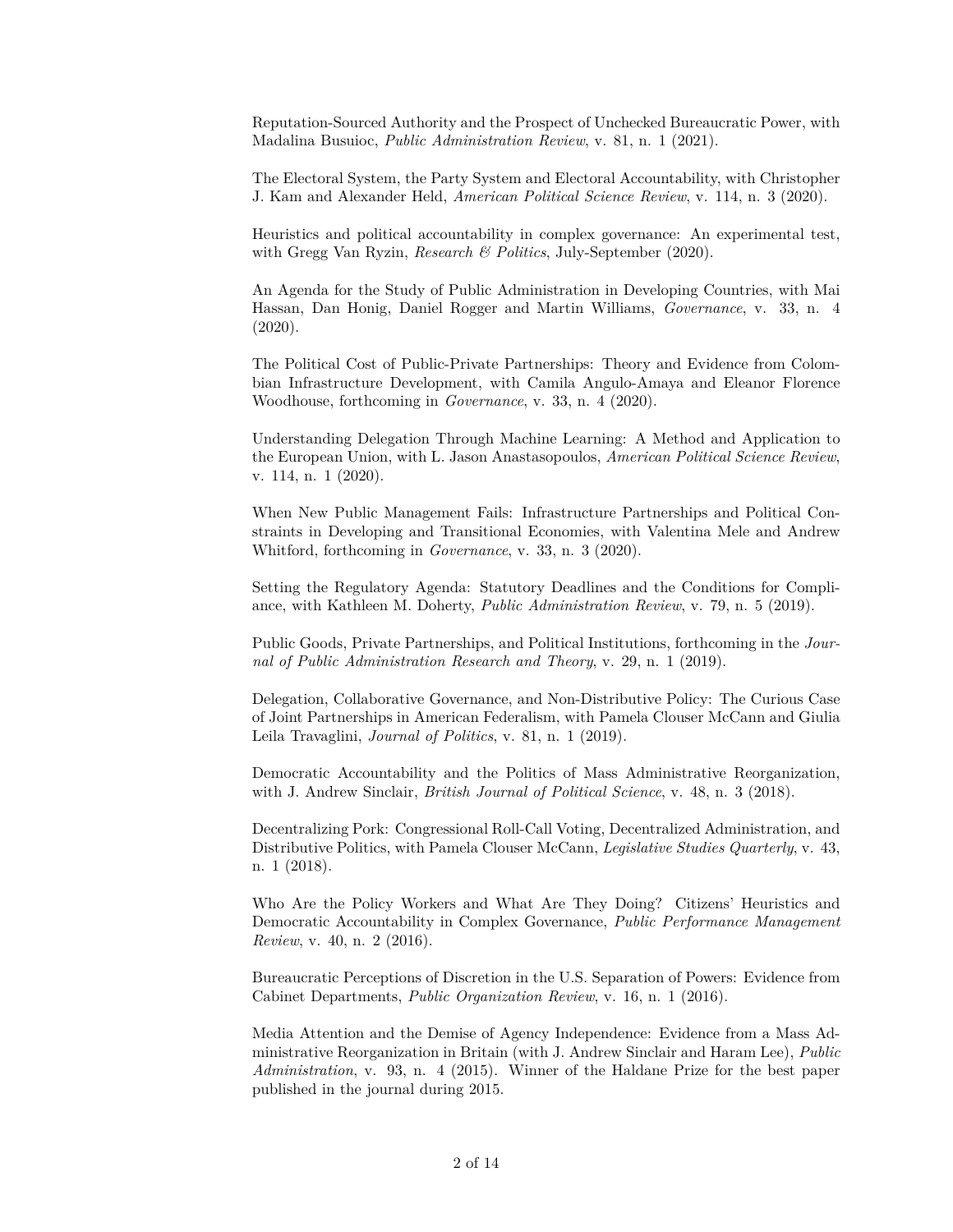Reputation-Sourced Authority and the Prospect of Unchecked Bureaucratic Power, with Madalina Busuioc, *Public Administration Review*, v. 81, n. 1 (2021).

The Electoral System, the Party System and Electoral Accountability, with Christopher J. Kam and Alexander Held, *American Political Science Review*, v. 114, n. 3 (2020).

Heuristics and political accountability in complex governance: An experimental test, with Gregg Van Ryzin, *Research & Politics*, July-September (2020).

An Agenda for the Study of Public Administration in Developing Countries, with Mai Hassan, Dan Honig, Daniel Rogger and Martin Williams, *Governance*, v. 33, n. 4 (2020).

The Political Cost of Public-Private Partnerships: Theory and Evidence from Colombian Infrastructure Development, with Camila Angulo-Amaya and Eleanor Florence Woodhouse, forthcoming in *Governance*, v. 33, n. 4 (2020).

Understanding Delegation Through Machine Learning: A Method and Application to the European Union, with L. Jason Anastasopoulos, *American Political Science Review*, v. 114, n. 1 (2020).

When New Public Management Fails: Infrastructure Partnerships and Political Constraints in Developing and Transitional Economies, with Valentina Mele and Andrew Whitford, forthcoming in *Governance*, v. 33, n. 3 (2020).

Setting the Regulatory Agenda: Statutory Deadlines and the Conditions for Compliance, with Kathleen M. Doherty, *Public Administration Review*, v. 79, n. 5 (2019).

Public Goods, Private Partnerships, and Political Institutions, forthcoming in the *Journal of Public Administration Research and Theory*, v. 29, n. 1 (2019).

Delegation, Collaborative Governance, and Non-Distributive Policy: The Curious Case of Joint Partnerships in American Federalism, with Pamela Clouser McCann and Giulia Leila Travaglini, *Journal of Politics*, v. 81, n. 1 (2019).

Democratic Accountability and the Politics of Mass Administrative Reorganization, with J. Andrew Sinclair, *British Journal of Political Science*, v. 48, n. 3 (2018).

Decentralizing Pork: Congressional Roll-Call Voting, Decentralized Administration, and Distributive Politics, with Pamela Clouser McCann, *Legislative Studies Quarterly*, v. 43, n. 1 (2018).

Who Are the Policy Workers and What Are They Doing? Citizens' Heuristics and Democratic Accountability in Complex Governance, *Public Performance Management Review*, v. 40, n. 2 (2016).

Bureaucratic Perceptions of Discretion in the U.S. Separation of Powers: Evidence from Cabinet Departments, *Public Organization Review*, v. 16, n. 1 (2016).

Media Attention and the Demise of Agency Independence: Evidence from a Mass Administrative Reorganization in Britain (with J. Andrew Sinclair and Haram Lee), *Public Administration*, v. 93, n. 4 (2015). Winner of the Haldane Prize for the best paper published in the journal during 2015.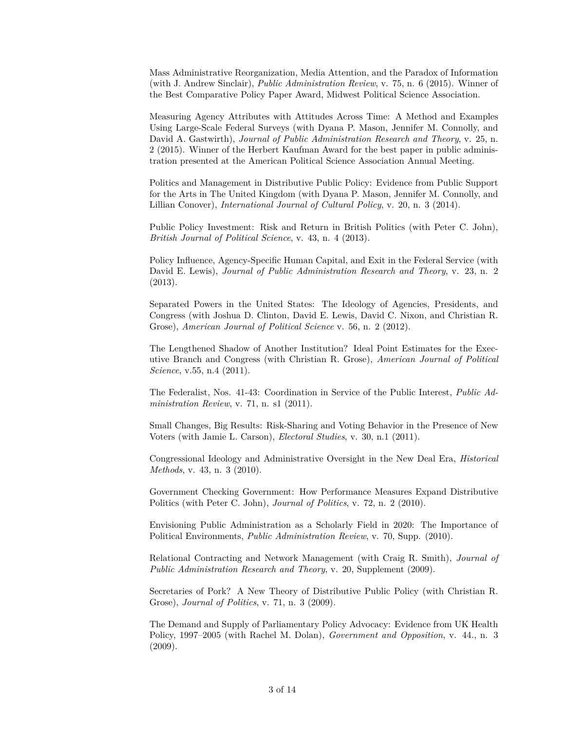Mass Administrative Reorganization, Media Attention, and the Paradox of Information (with J. Andrew Sinclair), *Public Administration Review*, v. 75, n. 6 (2015). Winner of the Best Comparative Policy Paper Award, Midwest Political Science Association.

Measuring Agency Attributes with Attitudes Across Time: A Method and Examples Using Large-Scale Federal Surveys (with Dyana P. Mason, Jennifer M. Connolly, and David A. Gastwirth), *Journal of Public Administration Research and Theory*, v. 25, n. 2 (2015). Winner of the Herbert Kaufman Award for the best paper in public administration presented at the American Political Science Association Annual Meeting.

Politics and Management in Distributive Public Policy: Evidence from Public Support for the Arts in The United Kingdom (with Dyana P. Mason, Jennifer M. Connolly, and Lillian Conover), *International Journal of Cultural Policy*, v. 20, n. 3 (2014).

Public Policy Investment: Risk and Return in British Politics (with Peter C. John), *British Journal of Political Science*, v. 43, n. 4 (2013).

Policy Influence, Agency-Specific Human Capital, and Exit in the Federal Service (with David E. Lewis), *Journal of Public Administration Research and Theory*, v. 23, n. 2 (2013).

Separated Powers in the United States: The Ideology of Agencies, Presidents, and Congress (with Joshua D. Clinton, David E. Lewis, David C. Nixon, and Christian R. Grose), *American Journal of Political Science* v. 56, n. 2 (2012).

The Lengthened Shadow of Another Institution? Ideal Point Estimates for the Executive Branch and Congress (with Christian R. Grose), *American Journal of Political Science*, v.55, n.4 (2011).

The Federalist, Nos. 41-43: Coordination in Service of the Public Interest, *Public Administration Review*, v. 71, n. s1 (2011).

Small Changes, Big Results: Risk-Sharing and Voting Behavior in the Presence of New Voters (with Jamie L. Carson), *Electoral Studies*, v. 30, n.1 (2011).

Congressional Ideology and Administrative Oversight in the New Deal Era, *Historical Methods*, v. 43, n. 3 (2010).

Government Checking Government: How Performance Measures Expand Distributive Politics (with Peter C. John), *Journal of Politics*, v. 72, n. 2 (2010).

Envisioning Public Administration as a Scholarly Field in 2020: The Importance of Political Environments, *Public Administration Review*, v. 70, Supp. (2010).

Relational Contracting and Network Management (with Craig R. Smith), *Journal of Public Administration Research and Theory*, v. 20, Supplement (2009).

Secretaries of Pork? A New Theory of Distributive Public Policy (with Christian R. Grose), *Journal of Politics*, v. 71, n. 3 (2009).

The Demand and Supply of Parliamentary Policy Advocacy: Evidence from UK Health Policy, 1997–2005 (with Rachel M. Dolan), *Government and Opposition*, v. 44., n. 3 (2009).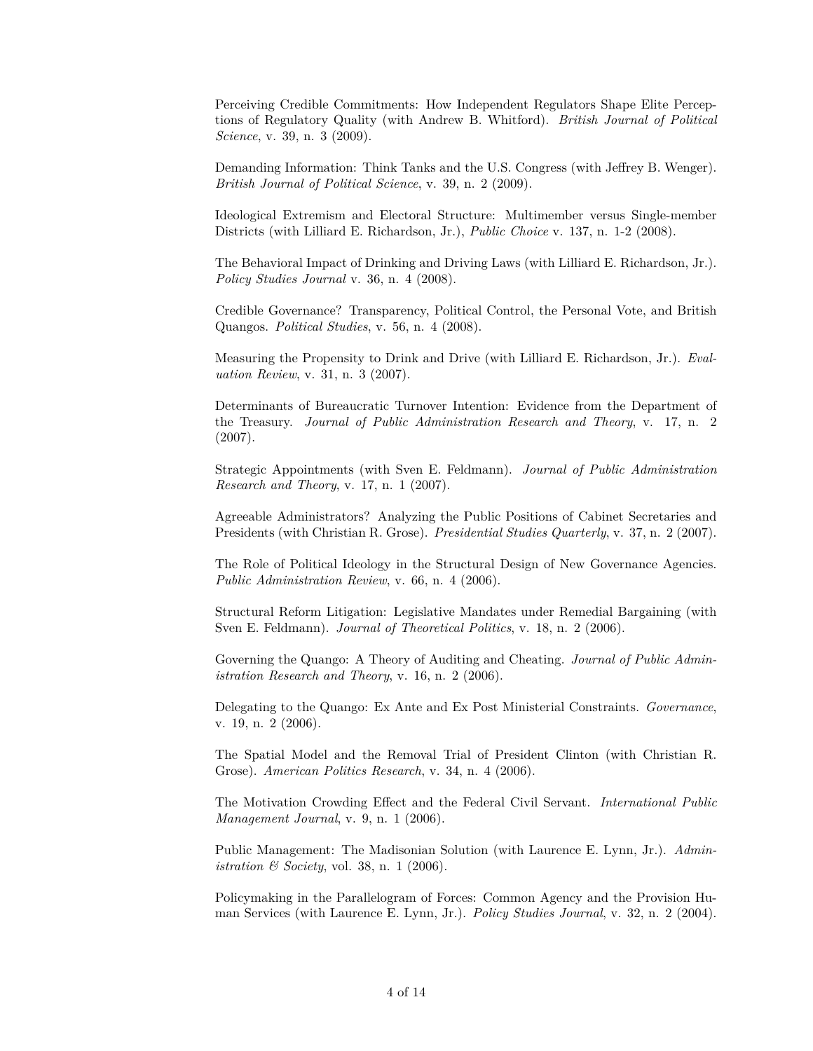Perceiving Credible Commitments: How Independent Regulators Shape Elite Perceptions of Regulatory Quality (with Andrew B. Whitford). *British Journal of Political Science*, v. 39, n. 3 (2009).

Demanding Information: Think Tanks and the U.S. Congress (with Jeffrey B. Wenger). *British Journal of Political Science*, v. 39, n. 2 (2009).

Ideological Extremism and Electoral Structure: Multimember versus Single-member Districts (with Lilliard E. Richardson, Jr.), *Public Choice* v. 137, n. 1-2 (2008).

The Behavioral Impact of Drinking and Driving Laws (with Lilliard E. Richardson, Jr.). *Policy Studies Journal* v. 36, n. 4 (2008).

Credible Governance? Transparency, Political Control, the Personal Vote, and British Quangos. *Political Studies*, v. 56, n. 4 (2008).

Measuring the Propensity to Drink and Drive (with Lilliard E. Richardson, Jr.). *Evaluation Review*, v. 31, n. 3 (2007).

Determinants of Bureaucratic Turnover Intention: Evidence from the Department of the Treasury. *Journal of Public Administration Research and Theory*, v. 17, n. 2 (2007).

Strategic Appointments (with Sven E. Feldmann). *Journal of Public Administration Research and Theory*, v. 17, n. 1 (2007).

Agreeable Administrators? Analyzing the Public Positions of Cabinet Secretaries and Presidents (with Christian R. Grose). *Presidential Studies Quarterly*, v. 37, n. 2 (2007).

The Role of Political Ideology in the Structural Design of New Governance Agencies. *Public Administration Review*, v. 66, n. 4 (2006).

Structural Reform Litigation: Legislative Mandates under Remedial Bargaining (with Sven E. Feldmann). *Journal of Theoretical Politics*, v. 18, n. 2 (2006).

Governing the Quango: A Theory of Auditing and Cheating. *Journal of Public Administration Research and Theory*, v. 16, n. 2 (2006).

Delegating to the Quango: Ex Ante and Ex Post Ministerial Constraints. *Governance*, v. 19, n. 2 (2006).

The Spatial Model and the Removal Trial of President Clinton (with Christian R. Grose). *American Politics Research*, v. 34, n. 4 (2006).

The Motivation Crowding Effect and the Federal Civil Servant. *International Public Management Journal*, v. 9, n. 1 (2006).

Public Management: The Madisonian Solution (with Laurence E. Lynn, Jr.). *Administration & Society*, vol. 38, n. 1 (2006).

Policymaking in the Parallelogram of Forces: Common Agency and the Provision Human Services (with Laurence E. Lynn, Jr.). *Policy Studies Journal*, v. 32, n. 2 (2004).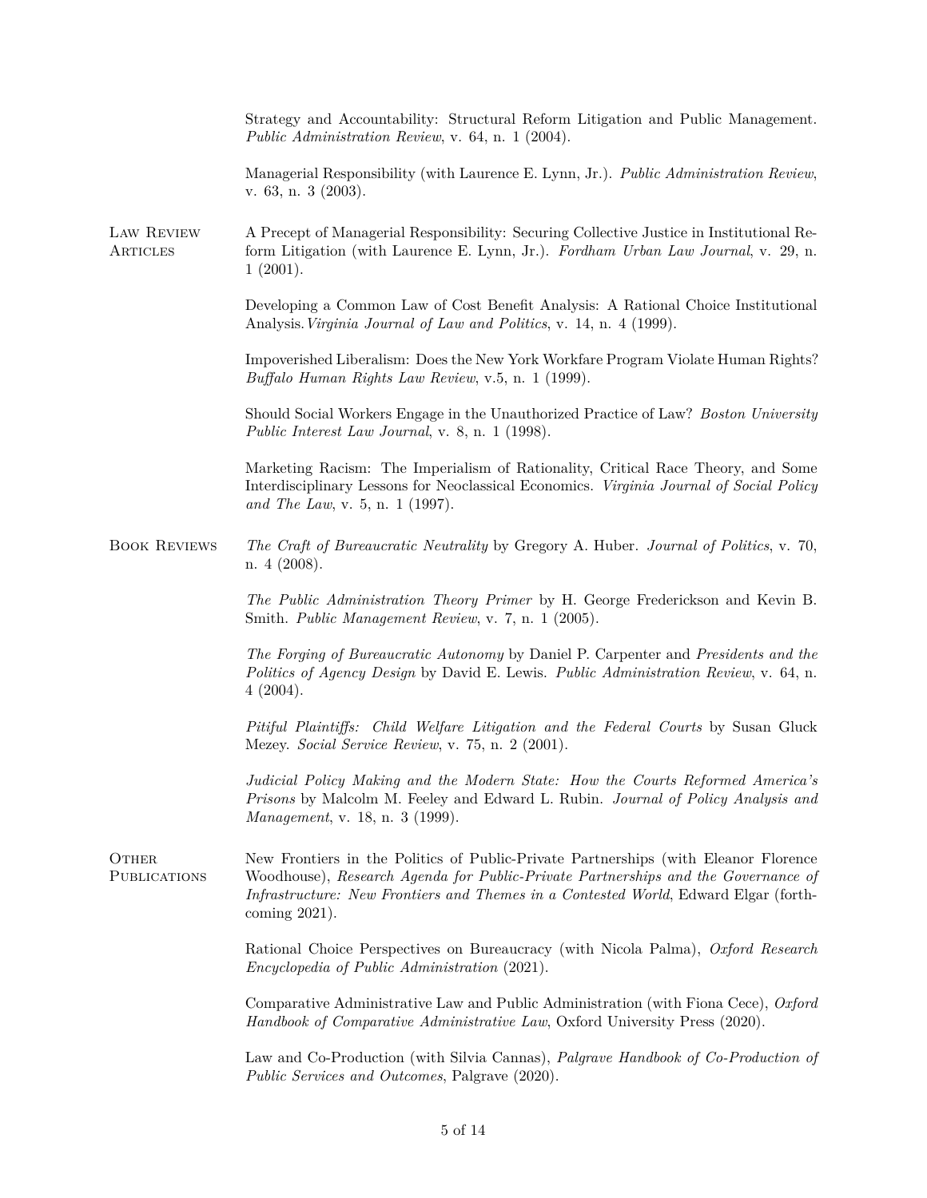Strategy and Accountability: Structural Reform Litigation and Public Management. *Public Administration Review*, v. 64, n. 1 (2004).

Managerial Responsibility (with Laurence E. Lynn, Jr.). *Public Administration Review*, v. 63, n. 3 (2003).

## Law Review Articles

A Precept of Managerial Responsibility: Securing Collective Justice in Institutional Reform Litigation (with Laurence E. Lynn, Jr.). *Fordham Urban Law Journal*, v. 29, n. 1 (2001).

Developing a Common Law of Cost Benefit Analysis: A Rational Choice Institutional Analysis. *Virginia Journal of Law and Politics*, v. 14, n. 4 (1999).

Impoverished Liberalism: Does the New York Workfare Program Violate Human Rights? *Buffalo Human Rights Law Review*, v.5, n. 1 (1999).

Should Social Workers Engage in the Unauthorized Practice of Law? *Boston University Public Interest Law Journal*, v. 8, n. 1 (1998).

Marketing Racism: The Imperialism of Rationality, Critical Race Theory, and Some Interdisciplinary Lessons for Neoclassical Economics. *Virginia Journal of Social Policy and The Law*, v. 5, n. 1 (1997).

## Book Reviews

*The Craft of Bureaucratic Neutrality* by Gregory A. Huber. *Journal of Politics*, v. 70, n. 4 (2008).

*The Public Administration Theory Primer* by H. George Frederickson and Kevin B. Smith. *Public Management Review*, v. 7, n. 1 (2005).

*The Forging of Bureaucratic Autonomy* by Daniel P. Carpenter and *Presidents and the Politics of Agency Design* by David E. Lewis. *Public Administration Review*, v. 64, n. 4 (2004).

*Pitiful Plaintiffs: Child Welfare Litigation and the Federal Courts* by Susan Gluck Mezey. *Social Service Review*, v. 75, n. 2 (2001).

*Judicial Policy Making and the Modern State: How the Courts Reformed America's Prisons* by Malcolm M. Feeley and Edward L. Rubin. *Journal of Policy Analysis and Management*, v. 18, n. 3 (1999).

## Other Publications

New Frontiers in the Politics of Public-Private Partnerships (with Eleanor Florence Woodhouse), *Research Agenda for Public-Private Partnerships and the Governance of Infrastructure: New Frontiers and Themes in a Contested World*, Edward Elgar (forthcoming 2021).

Rational Choice Perspectives on Bureaucracy (with Nicola Palma), *Oxford Research Encyclopedia of Public Administration* (2021).

Comparative Administrative Law and Public Administration (with Fiona Cece), *Oxford Handbook of Comparative Administrative Law*, Oxford University Press (2020).

Law and Co-Production (with Silvia Cannas), *Palgrave Handbook of Co-Production of Public Services and Outcomes*, Palgrave (2020).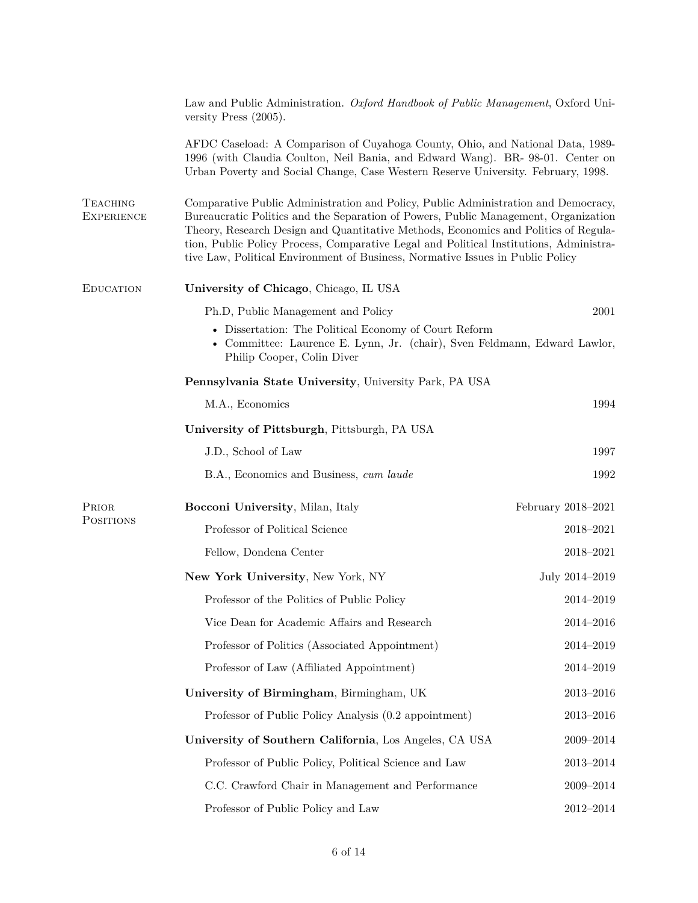Law and Public Administration. *Oxford Handbook of Public Management*, Oxford University Press (2005).

AFDC Caseload: A Comparison of Cuyahoga County, Ohio, and National Data, 1989-1996 (with Claudia Coulton, Neil Bania, and Edward Wang). BR- 98-01. Center on Urban Poverty and Social Change, Case Western Reserve University. February, 1998.

## Teaching Experience

Comparative Public Administration and Policy, Public Administration and Democracy, Bureaucratic Politics and the Separation of Powers, Public Management, Organization Theory, Research Design and Quantitative Methods, Economics and Politics of Regulation, Public Policy Process, Comparative Legal and Political Institutions, Administrative Law, Political Environment of Business, Normative Issues in Public Policy

## Education

**University of Chicago**, Chicago, IL USA

Ph.D, Public Management and Policy — 2001

- Dissertation: The Political Economy of Court Reform
- Committee: Laurence E. Lynn, Jr. (chair), Sven Feldmann, Edward Lawlor, Philip Cooper, Colin Diver

**Pennsylvania State University**, University Park, PA USA

M.A., Economics — 1994

**University of Pittsburgh**, Pittsburgh, PA USA

J.D., School of Law — 1997

B.A., Economics and Business, *cum laude* — 1992

## Prior Positions

**Bocconi University**, Milan, Italy — February 2018–2021

Professor of Political Science — 2018–2021

Fellow, Dondena Center — 2018–2021

**New York University**, New York, NY — July 2014–2019

Professor of the Politics of Public Policy — 2014–2019

Vice Dean for Academic Affairs and Research — 2014–2016

Professor of Politics (Associated Appointment) — 2014–2019

Professor of Law (Affiliated Appointment) — 2014–2019

**University of Birmingham**, Birmingham, UK — 2013–2016

Professor of Public Policy Analysis (0.2 appointment) — 2013–2016

**University of Southern California**, Los Angeles, CA USA — 2009–2014

Professor of Public Policy, Political Science and Law — 2013–2014

C.C. Crawford Chair in Management and Performance — 2009–2014

Professor of Public Policy and Law — 2012–2014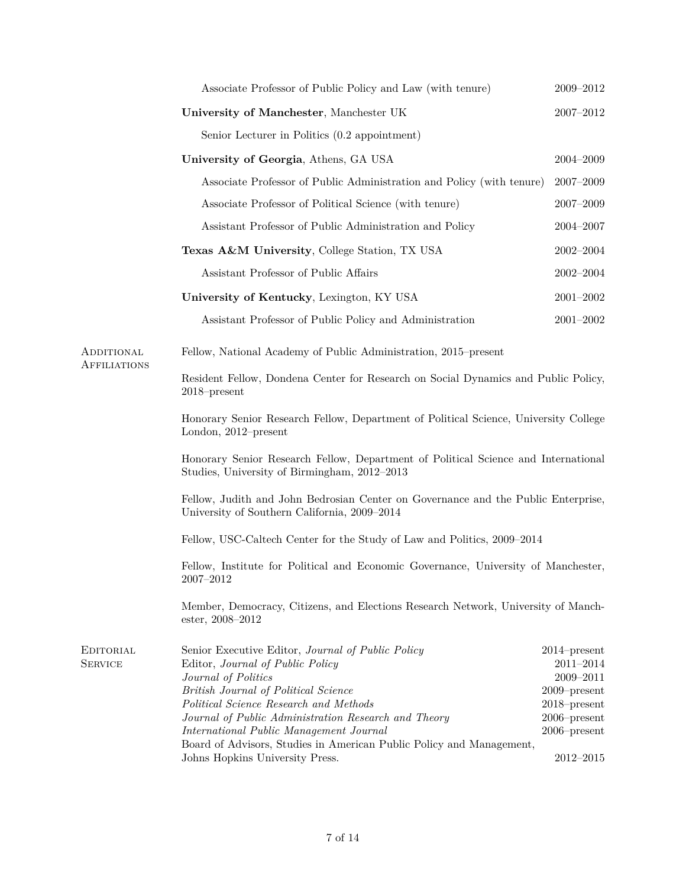Associate Professor of Public Policy and Law (with tenure) 2009–2012

**University of Manchester**, Manchester UK 2007–2012

Senior Lecturer in Politics (0.2 appointment)

**University of Georgia**, Athens, GA USA 2004–2009

Associate Professor of Public Administration and Policy (with tenure) 2007–2009

Associate Professor of Political Science (with tenure) 2007–2009

Assistant Professor of Public Administration and Policy 2004–2007

**Texas A&M University**, College Station, TX USA 2002–2004

Assistant Professor of Public Affairs 2002–2004

**University of Kentucky**, Lexington, KY USA 2001–2002

Assistant Professor of Public Policy and Administration 2001–2002

## Additional Affiliations

Fellow, National Academy of Public Administration, 2015–present

Resident Fellow, Dondena Center for Research on Social Dynamics and Public Policy, 2018–present

Honorary Senior Research Fellow, Department of Political Science, University College London, 2012–present

Honorary Senior Research Fellow, Department of Political Science and International Studies, University of Birmingham, 2012–2013

Fellow, Judith and John Bedrosian Center on Governance and the Public Enterprise, University of Southern California, 2009–2014

Fellow, USC-Caltech Center for the Study of Law and Politics, 2009–2014

Fellow, Institute for Political and Economic Governance, University of Manchester, 2007–2012

Member, Democracy, Citizens, and Elections Research Network, University of Manchester, 2008–2012

## Editorial Service

Senior Executive Editor, *Journal of Public Policy* 2014–present
Editor, *Journal of Public Policy* 2011–2014
*Journal of Politics* 2009–2011
*British Journal of Political Science* 2009–present
*Political Science Research and Methods* 2018–present
*Journal of Public Administration Research and Theory* 2006–present
*International Public Management Journal* 2006–present
Board of Advisors, Studies in American Public Policy and Management, Johns Hopkins University Press. 2012–2015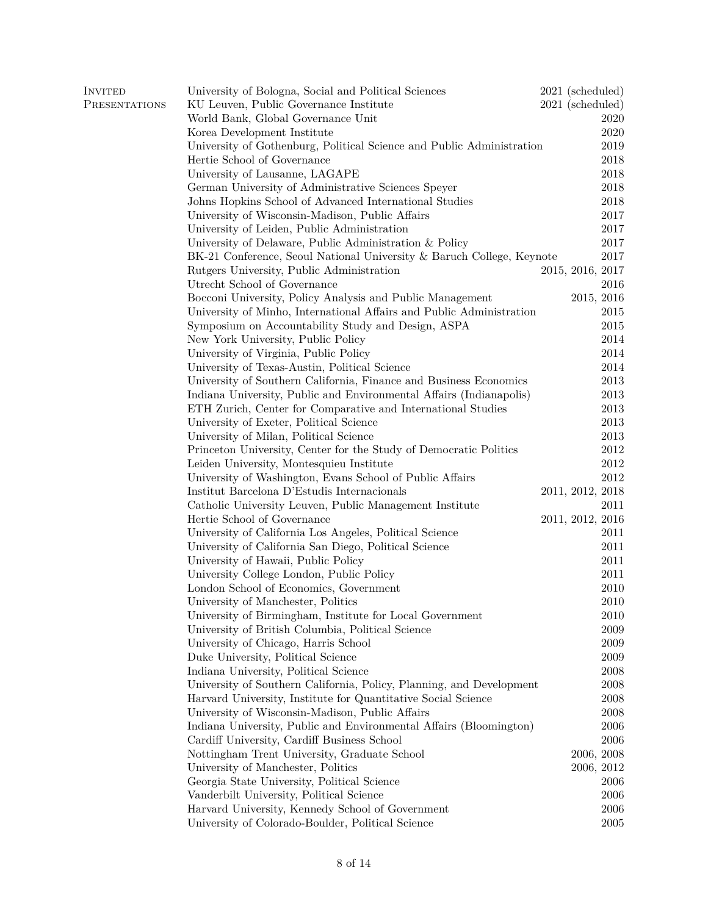## Invited Presentations

| | |
|---|---|
| University of Bologna, Social and Political Sciences | 2021 (scheduled) |
| KU Leuven, Public Governance Institute | 2021 (scheduled) |
| World Bank, Global Governance Unit | 2020 |
| Korea Development Institute | 2020 |
| University of Gothenburg, Political Science and Public Administration | 2019 |
| Hertie School of Governance | 2018 |
| University of Lausanne, LAGAPE | 2018 |
| German University of Administrative Sciences Speyer | 2018 |
| Johns Hopkins School of Advanced International Studies | 2018 |
| University of Wisconsin-Madison, Public Affairs | 2017 |
| University of Leiden, Public Administration | 2017 |
| University of Delaware, Public Administration & Policy | 2017 |
| BK-21 Conference, Seoul National University & Baruch College, Keynote | 2017 |
| Rutgers University, Public Administration | 2015, 2016, 2017 |
| Utrecht School of Governance | 2016 |
| Bocconi University, Policy Analysis and Public Management | 2015, 2016 |
| University of Minho, International Affairs and Public Administration | 2015 |
| Symposium on Accountability Study and Design, ASPA | 2015 |
| New York University, Public Policy | 2014 |
| University of Virginia, Public Policy | 2014 |
| University of Texas-Austin, Political Science | 2014 |
| University of Southern California, Finance and Business Economics | 2013 |
| Indiana University, Public and Environmental Affairs (Indianapolis) | 2013 |
| ETH Zurich, Center for Comparative and International Studies | 2013 |
| University of Exeter, Political Science | 2013 |
| University of Milan, Political Science | 2013 |
| Princeton University, Center for the Study of Democratic Politics | 2012 |
| Leiden University, Montesquieu Institute | 2012 |
| University of Washington, Evans School of Public Affairs | 2012 |
| Institut Barcelona D'Estudis Internacionals | 2011, 2012, 2018 |
| Catholic University Leuven, Public Management Institute | 2011 |
| Hertie School of Governance | 2011, 2012, 2016 |
| University of California Los Angeles, Political Science | 2011 |
| University of California San Diego, Political Science | 2011 |
| University of Hawaii, Public Policy | 2011 |
| University College London, Public Policy | 2011 |
| London School of Economics, Government | 2010 |
| University of Manchester, Politics | 2010 |
| University of Birmingham, Institute for Local Government | 2010 |
| University of British Columbia, Political Science | 2009 |
| University of Chicago, Harris School | 2009 |
| Duke University, Political Science | 2009 |
| Indiana University, Political Science | 2008 |
| University of Southern California, Policy, Planning, and Development | 2008 |
| Harvard University, Institute for Quantitative Social Science | 2008 |
| University of Wisconsin-Madison, Public Affairs | 2008 |
| Indiana University, Public and Environmental Affairs (Bloomington) | 2006 |
| Cardiff University, Cardiff Business School | 2006 |
| Nottingham Trent University, Graduate School | 2006, 2008 |
| University of Manchester, Politics | 2006, 2012 |
| Georgia State University, Political Science | 2006 |
| Vanderbilt University, Political Science | 2006 |
| Harvard University, Kennedy School of Government | 2006 |
| University of Colorado-Boulder, Political Science | 2005 |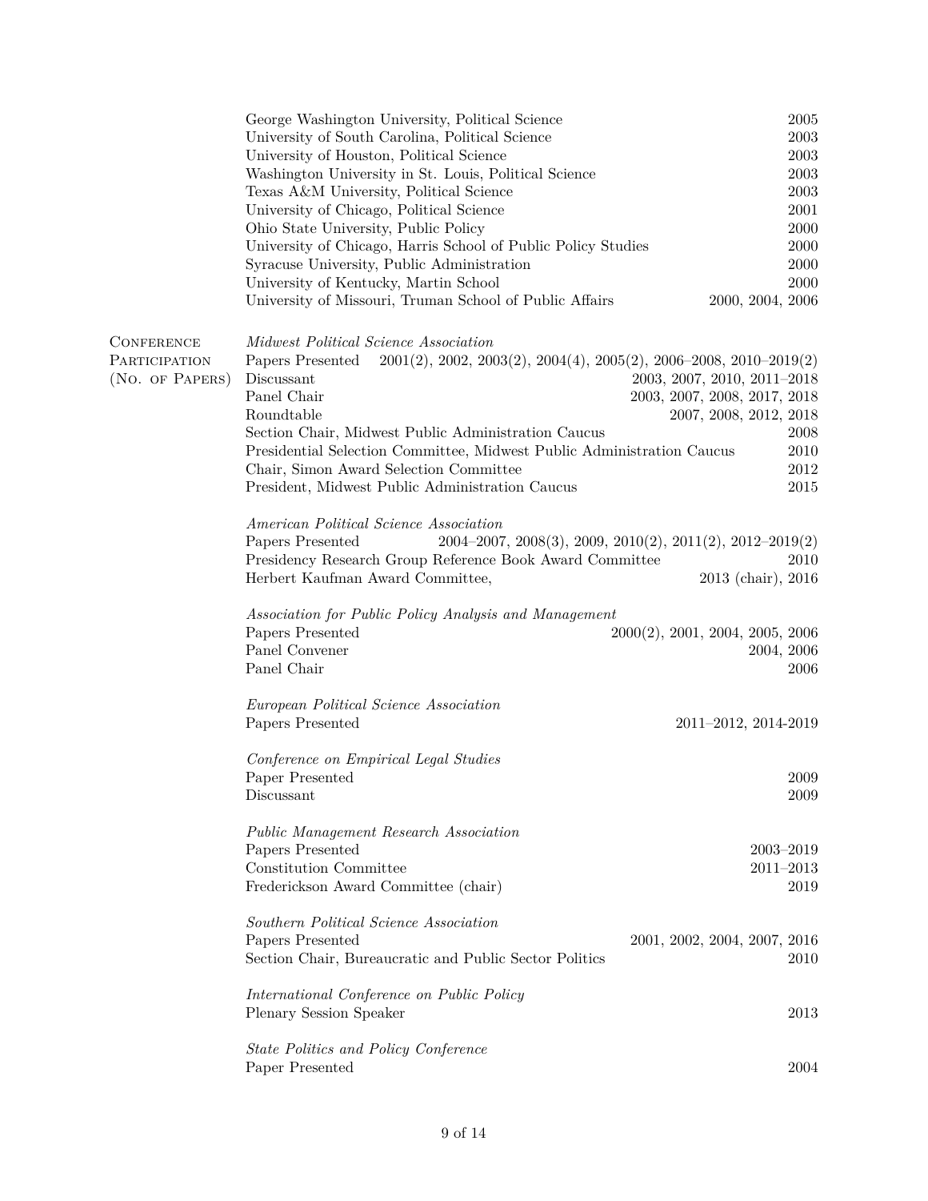George Washington University, Political Science — 2005
University of South Carolina, Political Science — 2003
University of Houston, Political Science — 2003
Washington University in St. Louis, Political Science — 2003
Texas A&M University, Political Science — 2003
University of Chicago, Political Science — 2001
Ohio State University, Public Policy — 2000
University of Chicago, Harris School of Public Policy Studies — 2000
Syracuse University, Public Administration — 2000
University of Kentucky, Martin School — 2000
University of Missouri, Truman School of Public Affairs — 2000, 2004, 2006

## Conference Participation (No. of Papers)

*Midwest Political Science Association*

- Papers Presented — 2001(2), 2002, 2003(2), 2004(4), 2005(2), 2006–2008, 2010–2019(2)
- Discussant — 2003, 2007, 2010, 2011–2018
- Panel Chair — 2003, 2007, 2008, 2017, 2018
- Roundtable — 2007, 2008, 2012, 2018
- Section Chair, Midwest Public Administration Caucus — 2008
- Presidential Selection Committee, Midwest Public Administration Caucus — 2010
- Chair, Simon Award Selection Committee — 2012
- President, Midwest Public Administration Caucus — 2015

*American Political Science Association*

- Papers Presented — 2004–2007, 2008(3), 2009, 2010(2), 2011(2), 2012–2019(2)
- Presidency Research Group Reference Book Award Committee — 2010
- Herbert Kaufman Award Committee, — 2013 (chair), 2016

*Association for Public Policy Analysis and Management*

- Papers Presented — 2000(2), 2001, 2004, 2005, 2006
- Panel Convener — 2004, 2006
- Panel Chair — 2006

*European Political Science Association*

- Papers Presented — 2011–2012, 2014-2019

*Conference on Empirical Legal Studies*

- Paper Presented — 2009
- Discussant — 2009

*Public Management Research Association*

- Papers Presented — 2003–2019
- Constitution Committee — 2011–2013
- Frederickson Award Committee (chair) — 2019

*Southern Political Science Association*

- Papers Presented — 2001, 2002, 2004, 2007, 2016
- Section Chair, Bureaucratic and Public Sector Politics — 2010

*International Conference on Public Policy*

- Plenary Session Speaker — 2013

*State Politics and Policy Conference*

- Paper Presented — 2004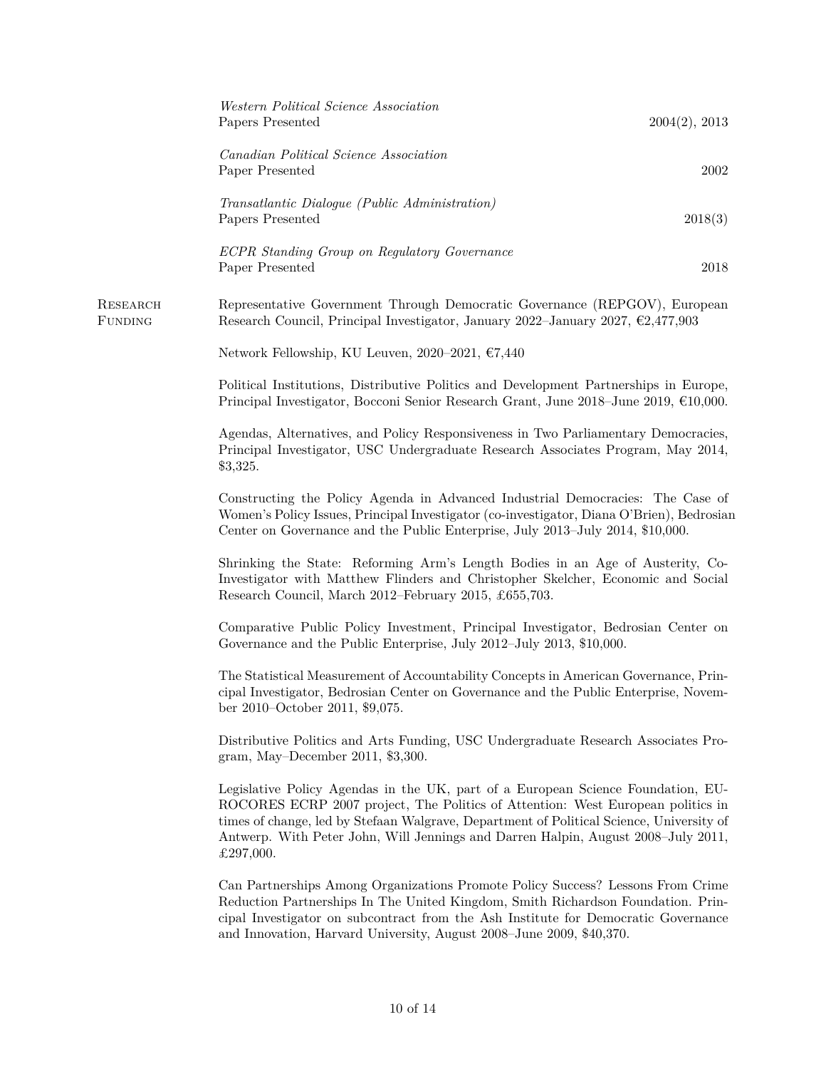*Western Political Science Association*
Papers Presented — 2004(2), 2013

*Canadian Political Science Association*
Paper Presented — 2002

*Transatlantic Dialogue (Public Administration)*
Papers Presented — 2018(3)

*ECPR Standing Group on Regulatory Governance*
Paper Presented — 2018

## Research Funding

Representative Government Through Democratic Governance (REPGOV), European Research Council, Principal Investigator, January 2022–January 2027, €2,477,903

Network Fellowship, KU Leuven, 2020–2021, €7,440

Political Institutions, Distributive Politics and Development Partnerships in Europe, Principal Investigator, Bocconi Senior Research Grant, June 2018–June 2019, €10,000.

Agendas, Alternatives, and Policy Responsiveness in Two Parliamentary Democracies, Principal Investigator, USC Undergraduate Research Associates Program, May 2014, $3,325.

Constructing the Policy Agenda in Advanced Industrial Democracies: The Case of Women's Policy Issues, Principal Investigator (co-investigator, Diana O'Brien), Bedrosian Center on Governance and the Public Enterprise, July 2013–July 2014, $10,000.

Shrinking the State: Reforming Arm's Length Bodies in an Age of Austerity, Co-Investigator with Matthew Flinders and Christopher Skelcher, Economic and Social Research Council, March 2012–February 2015, £655,703.

Comparative Public Policy Investment, Principal Investigator, Bedrosian Center on Governance and the Public Enterprise, July 2012–July 2013, $10,000.

The Statistical Measurement of Accountability Concepts in American Governance, Principal Investigator, Bedrosian Center on Governance and the Public Enterprise, November 2010–October 2011, $9,075.

Distributive Politics and Arts Funding, USC Undergraduate Research Associates Program, May–December 2011, $3,300.

Legislative Policy Agendas in the UK, part of a European Science Foundation, EUROCORES ECRP 2007 project, The Politics of Attention: West European politics in times of change, led by Stefaan Walgrave, Department of Political Science, University of Antwerp. With Peter John, Will Jennings and Darren Halpin, August 2008–July 2011, £297,000.

Can Partnerships Among Organizations Promote Policy Success? Lessons From Crime Reduction Partnerships In The United Kingdom, Smith Richardson Foundation. Principal Investigator on subcontract from the Ash Institute for Democratic Governance and Innovation, Harvard University, August 2008–June 2009, $40,370.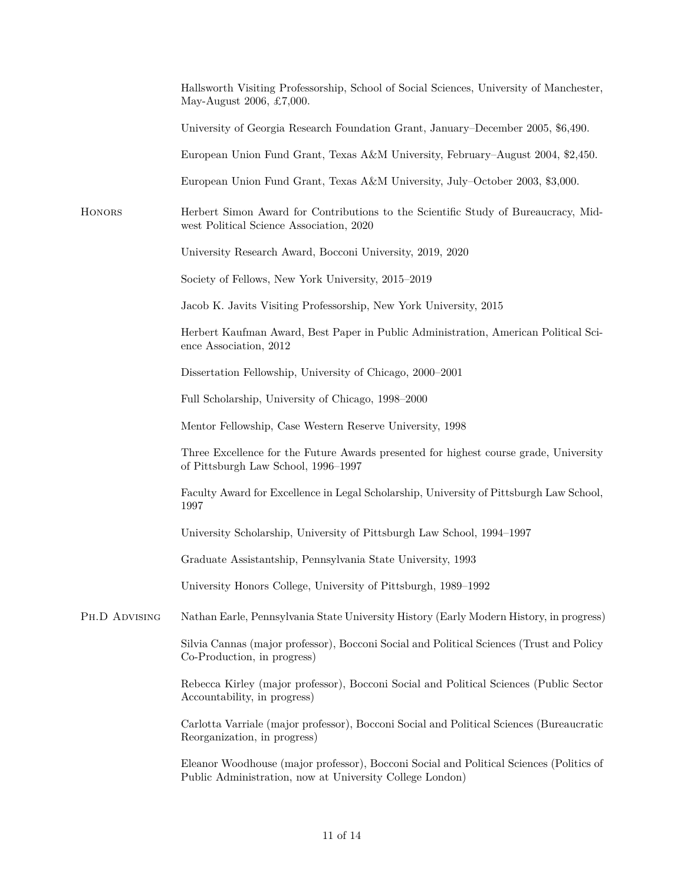Hallsworth Visiting Professorship, School of Social Sciences, University of Manchester, May-August 2006, £7,000.

University of Georgia Research Foundation Grant, January–December 2005, $6,490.

European Union Fund Grant, Texas A&M University, February–August 2004, $2,450.

European Union Fund Grant, Texas A&M University, July–October 2003, $3,000.

## Honors

Herbert Simon Award for Contributions to the Scientific Study of Bureaucracy, Midwest Political Science Association, 2020

University Research Award, Bocconi University, 2019, 2020

Society of Fellows, New York University, 2015–2019

Jacob K. Javits Visiting Professorship, New York University, 2015

Herbert Kaufman Award, Best Paper in Public Administration, American Political Science Association, 2012

Dissertation Fellowship, University of Chicago, 2000–2001

Full Scholarship, University of Chicago, 1998–2000

Mentor Fellowship, Case Western Reserve University, 1998

Three Excellence for the Future Awards presented for highest course grade, University of Pittsburgh Law School, 1996–1997

Faculty Award for Excellence in Legal Scholarship, University of Pittsburgh Law School, 1997

University Scholarship, University of Pittsburgh Law School, 1994–1997

Graduate Assistantship, Pennsylvania State University, 1993

University Honors College, University of Pittsburgh, 1989–1992

## Ph.D Advising

Nathan Earle, Pennsylvania State University History (Early Modern History, in progress)

Silvia Cannas (major professor), Bocconi Social and Political Sciences (Trust and Policy Co-Production, in progress)

Rebecca Kirley (major professor), Bocconi Social and Political Sciences (Public Sector Accountability, in progress)

Carlotta Varriale (major professor), Bocconi Social and Political Sciences (Bureaucratic Reorganization, in progress)

Eleanor Woodhouse (major professor), Bocconi Social and Political Sciences (Politics of Public Administration, now at University College London)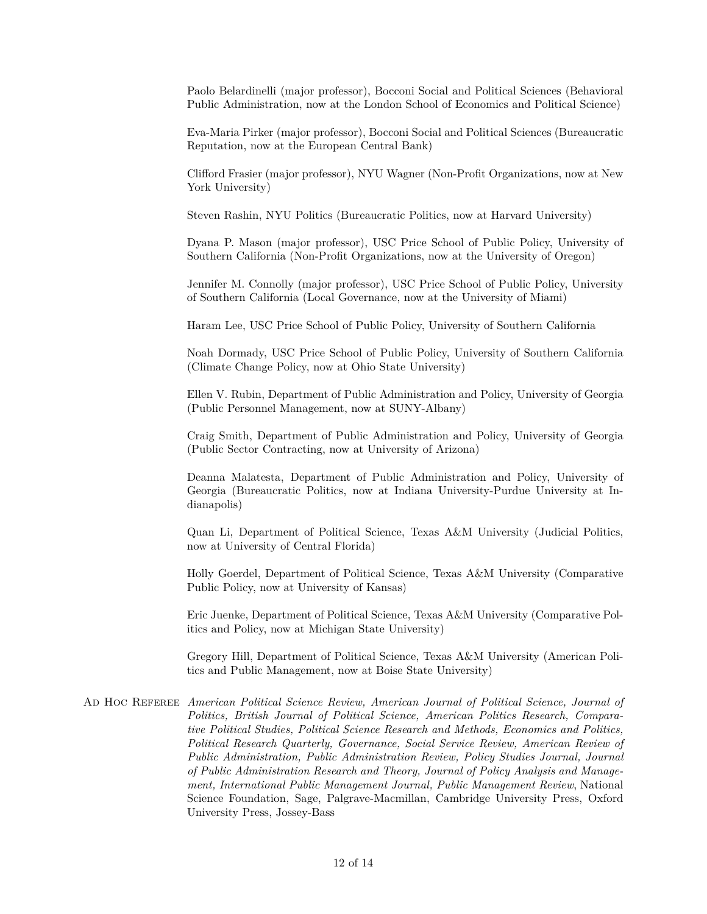Paolo Belardinelli (major professor), Bocconi Social and Political Sciences (Behavioral Public Administration, now at the London School of Economics and Political Science)

Eva-Maria Pirker (major professor), Bocconi Social and Political Sciences (Bureaucratic Reputation, now at the European Central Bank)

Clifford Frasier (major professor), NYU Wagner (Non-Profit Organizations, now at New York University)

Steven Rashin, NYU Politics (Bureaucratic Politics, now at Harvard University)

Dyana P. Mason (major professor), USC Price School of Public Policy, University of Southern California (Non-Profit Organizations, now at the University of Oregon)

Jennifer M. Connolly (major professor), USC Price School of Public Policy, University of Southern California (Local Governance, now at the University of Miami)

Haram Lee, USC Price School of Public Policy, University of Southern California

Noah Dormady, USC Price School of Public Policy, University of Southern California (Climate Change Policy, now at Ohio State University)

Ellen V. Rubin, Department of Public Administration and Policy, University of Georgia (Public Personnel Management, now at SUNY-Albany)

Craig Smith, Department of Public Administration and Policy, University of Georgia (Public Sector Contracting, now at University of Arizona)

Deanna Malatesta, Department of Public Administration and Policy, University of Georgia (Bureaucratic Politics, now at Indiana University-Purdue University at Indianapolis)

Quan Li, Department of Political Science, Texas A&M University (Judicial Politics, now at University of Central Florida)

Holly Goerdel, Department of Political Science, Texas A&M University (Comparative Public Policy, now at University of Kansas)

Eric Juenke, Department of Political Science, Texas A&M University (Comparative Politics and Policy, now at Michigan State University)

Gregory Hill, Department of Political Science, Texas A&M University (American Politics and Public Management, now at Boise State University)

**Ad Hoc Referee** *American Political Science Review, American Journal of Political Science, Journal of Politics, British Journal of Political Science, American Politics Research, Comparative Political Studies, Political Science Research and Methods, Economics and Politics, Political Research Quarterly, Governance, Social Service Review, American Review of Public Administration, Public Administration Review, Policy Studies Journal, Journal of Public Administration Research and Theory, Journal of Policy Analysis and Management, International Public Management Journal, Public Management Review*, National Science Foundation, Sage, Palgrave-Macmillan, Cambridge University Press, Oxford University Press, Jossey-Bass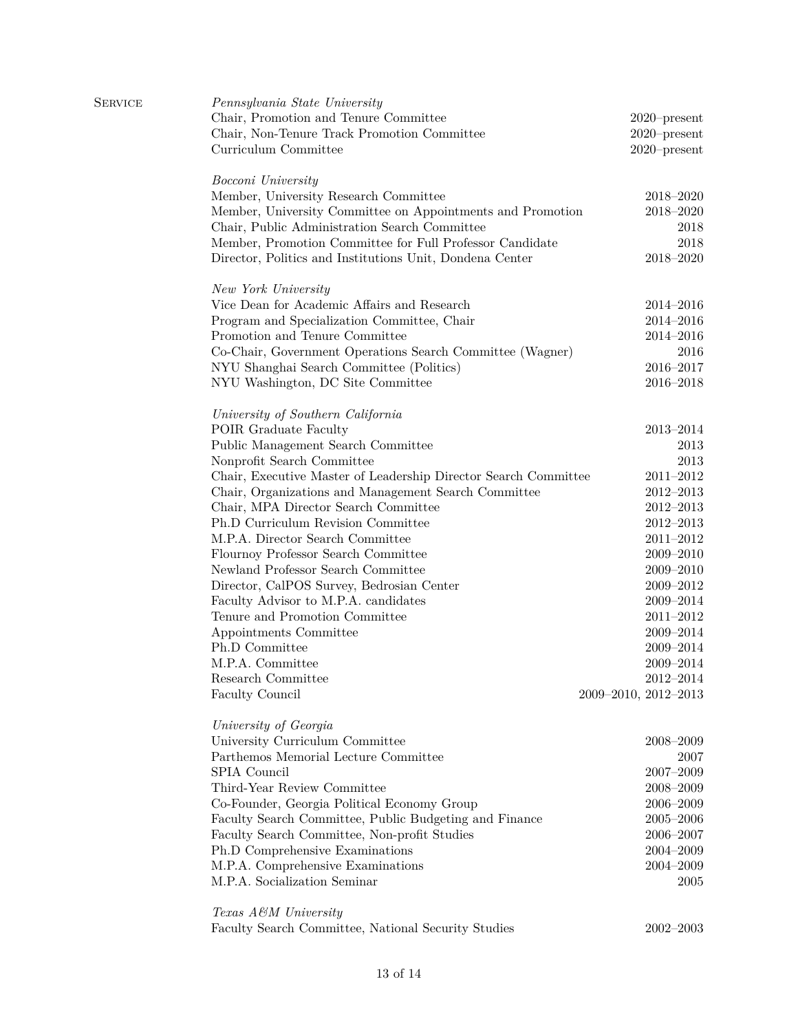## Service

*Pennsylvania State University*

| | |
|---|---|
| Chair, Promotion and Tenure Committee | 2020–present |
| Chair, Non-Tenure Track Promotion Committee | 2020–present |
| Curriculum Committee | 2020–present |

*Bocconi University*

| | |
|---|---|
| Member, University Research Committee | 2018–2020 |
| Member, University Committee on Appointments and Promotion | 2018–2020 |
| Chair, Public Administration Search Committee | 2018 |
| Member, Promotion Committee for Full Professor Candidate | 2018 |
| Director, Politics and Institutions Unit, Dondena Center | 2018–2020 |

*New York University*

| | |
|---|---|
| Vice Dean for Academic Affairs and Research | 2014–2016 |
| Program and Specialization Committee, Chair | 2014–2016 |
| Promotion and Tenure Committee | 2014–2016 |
| Co-Chair, Government Operations Search Committee (Wagner) | 2016 |
| NYU Shanghai Search Committee (Politics) | 2016–2017 |
| NYU Washington, DC Site Committee | 2016–2018 |

*University of Southern California*

| | |
|---|---|
| POIR Graduate Faculty | 2013–2014 |
| Public Management Search Committee | 2013 |
| Nonprofit Search Committee | 2013 |
| Chair, Executive Master of Leadership Director Search Committee | 2011–2012 |
| Chair, Organizations and Management Search Committee | 2012–2013 |
| Chair, MPA Director Search Committee | 2012–2013 |
| Ph.D Curriculum Revision Committee | 2012–2013 |
| M.P.A. Director Search Committee | 2011–2012 |
| Flournoy Professor Search Committee | 2009–2010 |
| Newland Professor Search Committee | 2009–2010 |
| Director, CalPOS Survey, Bedrosian Center | 2009–2012 |
| Faculty Advisor to M.P.A. candidates | 2009–2014 |
| Tenure and Promotion Committee | 2011–2012 |
| Appointments Committee | 2009–2014 |
| Ph.D Committee | 2009–2014 |
| M.P.A. Committee | 2009–2014 |
| Research Committee | 2012–2014 |
| Faculty Council | 2009–2010, 2012–2013 |

*University of Georgia*

| | |
|---|---|
| University Curriculum Committee | 2008–2009 |
| Parthemos Memorial Lecture Committee | 2007 |
| SPIA Council | 2007–2009 |
| Third-Year Review Committee | 2008–2009 |
| Co-Founder, Georgia Political Economy Group | 2006–2009 |
| Faculty Search Committee, Public Budgeting and Finance | 2005–2006 |
| Faculty Search Committee, Non-profit Studies | 2006–2007 |
| Ph.D Comprehensive Examinations | 2004–2009 |
| M.P.A. Comprehensive Examinations | 2004–2009 |
| M.P.A. Socialization Seminar | 2005 |

*Texas A&M University*

| | |
|---|---|
| Faculty Search Committee, National Security Studies | 2002–2003 |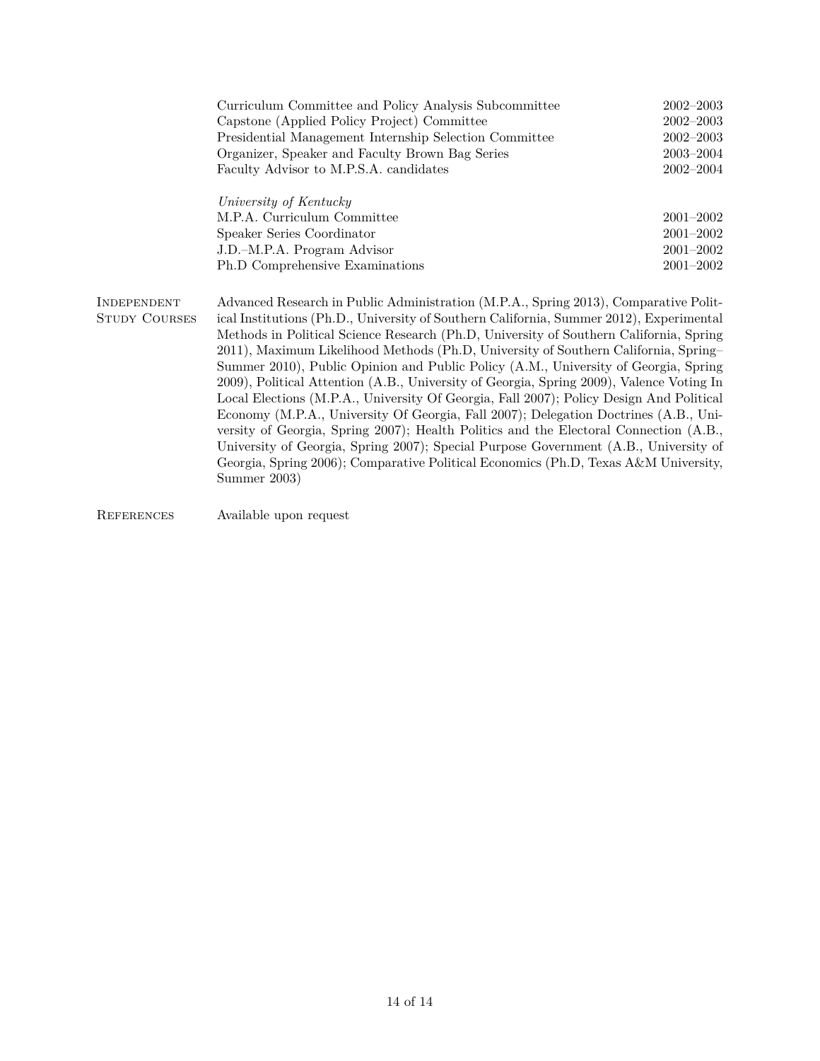| | |
|---|---|
| Curriculum Committee and Policy Analysis Subcommittee | 2002–2003 |
| Capstone (Applied Policy Project) Committee | 2002–2003 |
| Presidential Management Internship Selection Committee | 2002–2003 |
| Organizer, Speaker and Faculty Brown Bag Series | 2003–2004 |
| Faculty Advisor to M.P.S.A. candidates | 2002–2004 |

*University of Kentucky*

| | |
|---|---|
| M.P.A. Curriculum Committee | 2001–2002 |
| Speaker Series Coordinator | 2001–2002 |
| J.D.–M.P.A. Program Advisor | 2001–2002 |
| Ph.D Comprehensive Examinations | 2001–2002 |

**Independent Study Courses**

Advanced Research in Public Administration (M.P.A., Spring 2013), Comparative Political Institutions (Ph.D., University of Southern California, Summer 2012), Experimental Methods in Political Science Research (Ph.D, University of Southern California, Spring 2011), Maximum Likelihood Methods (Ph.D, University of Southern California, Spring–Summer 2010), Public Opinion and Public Policy (A.M., University of Georgia, Spring 2009), Political Attention (A.B., University of Georgia, Spring 2009), Valence Voting In Local Elections (M.P.A., University Of Georgia, Fall 2007); Policy Design And Political Economy (M.P.A., University Of Georgia, Fall 2007); Delegation Doctrines (A.B., University of Georgia, Spring 2007); Health Politics and the Electoral Connection (A.B., University of Georgia, Spring 2007); Special Purpose Government (A.B., University of Georgia, Spring 2006); Comparative Political Economics (Ph.D, Texas A&M University, Summer 2003)

**References**

Available upon request